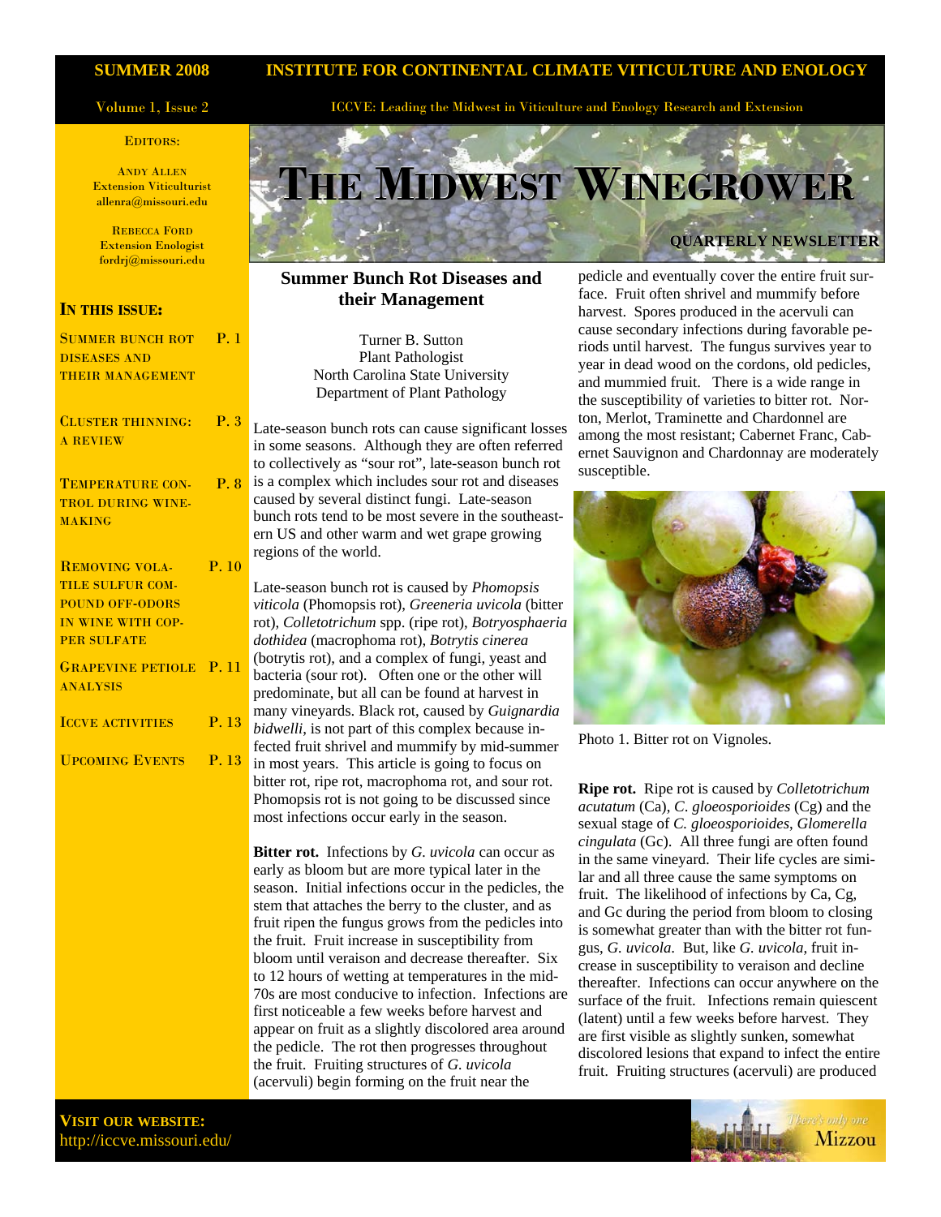SUMMER 2008

INSTITUTE FOR CONTINENTAL CLIMATE VITICULTURE AND ENOLOGY

Volume 1, Issue 2

ICCVE: Leading the Midwest in Viticulture and Enology Research and Extension

# THE MIDWEST WINEGROWER

QUARTERLY NEWSLETTER

EDITORS:

ANDY ALLEN
Extension Viticulturist
allenra@missouri.edu

REBECCA FORD
Extension Enologist
fordrj@missouri.edu

**IN THIS ISSUE:**

| | |
|---|---|
| SUMMER BUNCH ROT DISEASES AND THEIR MANAGEMENT | P. 1 |
| CLUSTER THINNING: A REVIEW | P. 3 |
| TEMPERATURE CONTROL DURING WINEMAKING | P. 8 |
| REMOVING VOLATILE SULFUR COMPOUND OFF-ODORS IN WINE WITH COPPER SULFATE | P. 10 |
| GRAPEVINE PETIOLE ANALYSIS | P. 11 |
| ICCVE ACTIVITIES | P. 13 |
| UPCOMING EVENTS | P. 13 |

**VISIT OUR WEBSITE:**
http://iccve.missouri.edu/

## Summer Bunch Rot Diseases and their Management

Turner B. Sutton
Plant Pathologist
North Carolina State University
Department of Plant Pathology

Late-season bunch rots can cause significant losses in some seasons. Although they are often referred to collectively as "sour rot", late-season bunch rot is a complex which includes sour rot and diseases caused by several distinct fungi. Late-season bunch rots tend to be most severe in the southeastern US and other warm and wet grape growing regions of the world.

Late-season bunch rot is caused by *Phomopsis viticola* (Phomopsis rot), *Greeneria uvicola* (bitter rot), *Colletotrichum* spp. (ripe rot), *Botryosphaeria dothidea* (macrophoma rot), *Botrytis cinerea* (botrytis rot), and a complex of fungi, yeast and bacteria (sour rot). Often one or the other will predominate, but all can be found at harvest in many vineyards. Black rot, caused by *Guignardia bidwelli*, is not part of this complex because infected fruit shrivel and mummify by mid-summer in most years. This article is going to focus on bitter rot, ripe rot, macrophoma rot, and sour rot. Phomopsis rot is not going to be discussed since most infections occur early in the season.

**Bitter rot.** Infections by *G. uvicola* can occur as early as bloom but are more typical later in the season. Initial infections occur in the pedicles, the stem that attaches the berry to the cluster, and as fruit ripen the fungus grows from the pedicles into the fruit. Fruit increase in susceptibility from bloom until veraison and decrease thereafter. Six to 12 hours of wetting at temperatures in the mid-70s are most conducive to infection. Infections are first noticeable a few weeks before harvest and appear on fruit as a slightly discolored area around the pedicle. The rot then progresses throughout the fruit. Fruiting structures of *G. uvicola* (acervuli) begin forming on the fruit near the pedicle and eventually cover the entire fruit surface. Fruit often shrivel and mummify before harvest. Spores produced in the acervuli can cause secondary infections during favorable periods until harvest. The fungus survives year to year in dead wood on the cordons, old pedicles, and mummied fruit. There is a wide range in the susceptibility of varieties to bitter rot. Norton, Merlot, Traminette and Chardonnel are among the most resistant; Cabernet Franc, Cabernet Sauvignon and Chardonnay are moderately susceptible.

Photo 1. Bitter rot on Vignoles.

**Ripe rot.** Ripe rot is caused by *Colletotrichum acutatum* (Ca), *C. gloeosporioides* (Cg) and the sexual stage of *C. gloeosporioides*, *Glomerella cingulata* (Gc). All three fungi are often found in the same vineyard. Their life cycles are similar and all three cause the same symptoms on fruit. The likelihood of infections by Ca, Cg, and Gc during the period from bloom to closing is somewhat greater than with the bitter rot fungus, *G. uvicola*. But, like *G. uvicola*, fruit increase in susceptibility to veraison and decline thereafter. Infections can occur anywhere on the surface of the fruit. Infections remain quiescent (latent) until a few weeks before harvest. They are first visible as slightly sunken, somewhat discolored lesions that expand to infect the entire fruit. Fruiting structures (acervuli) are produced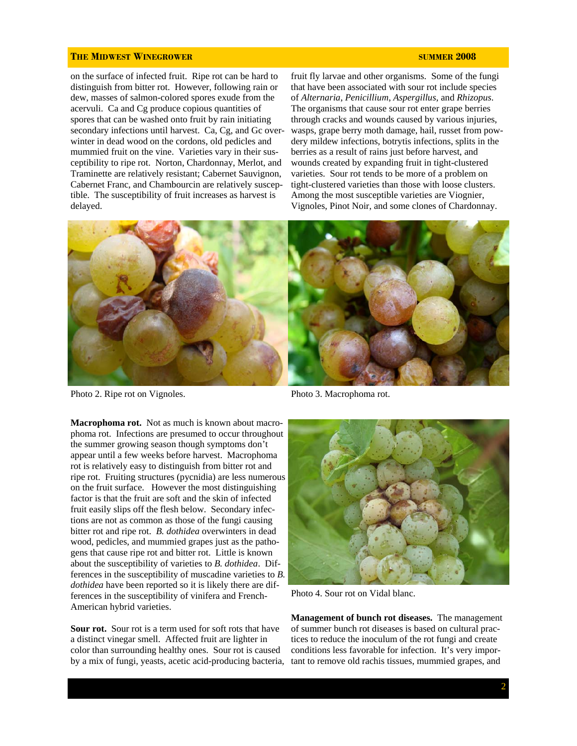on the surface of infected fruit. Ripe rot can be hard to distinguish from bitter rot. However, following rain or dew, masses of salmon-colored spores exude from the acervuli. Ca and Cg produce copious quantities of spores that can be washed onto fruit by rain initiating secondary infections until harvest. Ca, Cg, and Gc overwinter in dead wood on the cordons, old pedicles and mummied fruit on the vine. Varieties vary in their susceptibility to ripe rot. Norton, Chardonnay, Merlot, and Traminette are relatively resistant; Cabernet Sauvignon, Cabernet Franc, and Chambourcin are relatively susceptible. The susceptibility of fruit increases as harvest is delayed.

Photo 2. Ripe rot on Vignoles.

Photo 3. Macrophoma rot.

**Macrophoma rot.** Not as much is known about macrophoma rot. Infections are presumed to occur throughout the summer growing season though symptoms don't appear until a few weeks before harvest. Macrophoma rot is relatively easy to distinguish from bitter rot and ripe rot. Fruiting structures (pycnidia) are less numerous on the fruit surface. However the most distinguishing factor is that the fruit are soft and the skin of infected fruit easily slips off the flesh below. Secondary infections are not as common as those of the fungi causing bitter rot and ripe rot. *B. dothidea* overwinters in dead wood, pedicles, and mummied grapes just as the pathogens that cause ripe rot and bitter rot. Little is known about the susceptibility of varieties to *B. dothidea*. Differences in the susceptibility of muscadine varieties to *B. dothidea* have been reported so it is likely there are differences in the susceptibility of vinifera and French-American hybrid varieties.

**Sour rot.** Sour rot is a term used for soft rots that have a distinct vinegar smell. Affected fruit are lighter in color than surrounding healthy ones. Sour rot is caused by a mix of fungi, yeasts, acetic acid-producing bacteria, fruit fly larvae and other organisms. Some of the fungi that have been associated with sour rot include species of *Alternaria*, *Penicillium*, *Aspergillus*, and *Rhizopus*. The organisms that cause sour rot enter grape berries through cracks and wounds caused by various injuries, wasps, grape berry moth damage, hail, russet from powdery mildew infections, botrytis infections, splits in the berries as a result of rains just before harvest, and wounds created by expanding fruit in tight-clustered varieties. Sour rot tends to be more of a problem on tight-clustered varieties than those with loose clusters. Among the most susceptible varieties are Viognier, Vignoles, Pinot Noir, and some clones of Chardonnay.

Photo 4. Sour rot on Vidal blanc.

**Management of bunch rot diseases.** The management of summer bunch rot diseases is based on cultural practices to reduce the inoculum of the rot fungi and create conditions less favorable for infection. It's very important to remove old rachis tissues, mummied grapes, and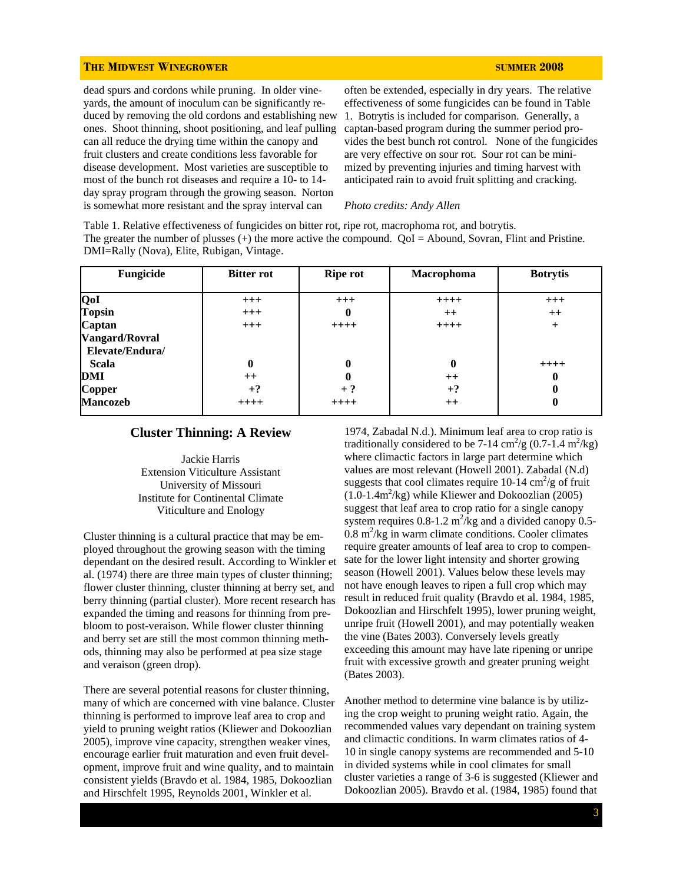dead spurs and cordons while pruning. In older vineyards, the amount of inoculum can be significantly reduced by removing the old cordons and establishing new ones. Shoot thinning, shoot positioning, and leaf pulling can all reduce the drying time within the canopy and fruit clusters and create conditions less favorable for disease development. Most varieties are susceptible to most of the bunch rot diseases and require a 10- to 14-day spray program through the growing season. Norton is somewhat more resistant and the spray interval can often be extended, especially in dry years. The relative effectiveness of some fungicides can be found in Table 1. Botrytis is included for comparison. Generally, a captan-based program during the summer period provides the best bunch rot control. None of the fungicides are very effective on sour rot. Sour rot can be minimized by preventing injuries and timing harvest with anticipated rain to avoid fruit splitting and cracking.

*Photo credits: Andy Allen*

Table 1. Relative effectiveness of fungicides on bitter rot, ripe rot, macrophoma rot, and botrytis. The greater the number of plusses (+) the more active the compound. QoI = Abound, Sovran, Flint and Pristine. DMI=Rally (Nova), Elite, Rubigan, Vintage.

| Fungicide | Bitter rot | Ripe rot | Macrophoma | Botrytis |
|---|---|---|---|---|
| **QoI** | +++ | +++ | ++++ | +++ |
| **Topsin** | +++ | **0** | ++ | ++ |
| **Captan** | +++ | ++++ | ++++ | + |
| **Vangard/Rovral Elevate/Endura/ Scala** | **0** | **0** | **0** | ++++ |
| **DMI** | ++ | **0** | ++ | **0** |
| **Copper** | +? | + ? | +? | **0** |
| **Mancozeb** | ++++ | ++++ | ++ | **0** |

## Cluster Thinning: A Review

Jackie Harris
Extension Viticulture Assistant
University of Missouri
Institute for Continental Climate
Viticulture and Enology

Cluster thinning is a cultural practice that may be employed throughout the growing season with the timing dependant on the desired result. According to Winkler et al. (1974) there are three main types of cluster thinning; flower cluster thinning, cluster thinning at berry set, and berry thinning (partial cluster). More recent research has expanded the timing and reasons for thinning from pre-bloom to post-veraison. While flower cluster thinning and berry set are still the most common thinning methods, thinning may also be performed at pea size stage and veraison (green drop).

There are several potential reasons for cluster thinning, many of which are concerned with vine balance. Cluster thinning is performed to improve leaf area to crop and yield to pruning weight ratios (Kliewer and Dokoozlian 2005), improve vine capacity, strengthen weaker vines, encourage earlier fruit maturation and even fruit development, improve fruit and wine quality, and to maintain consistent yields (Bravdo et al. 1984, 1985, Dokoozlian and Hirschfelt 1995, Reynolds 2001, Winkler et al. 1974, Zabadal N.d.). Minimum leaf area to crop ratio is traditionally considered to be 7-14 $cm^2/g$ (0.7-1.4 $m^2/kg$) where climactic factors in large part determine which values are most relevant (Howell 2001). Zabadal (N.d) suggests that cool climates require 10-14 $cm^2/g$ of fruit (1.0-1.4$m^2/kg$) while Kliewer and Dokoozlian (2005) suggest that leaf area to crop ratio for a single canopy system requires 0.8-1.2 $m^2/kg$ and a divided canopy 0.5-0.8 $m^2/kg$ in warm climate conditions. Cooler climates require greater amounts of leaf area to crop to compensate for the lower light intensity and shorter growing season (Howell 2001). Values below these levels may not have enough leaves to ripen a full crop which may result in reduced fruit quality (Bravdo et al. 1984, 1985, Dokoozlian and Hirschfelt 1995), lower pruning weight, unripe fruit (Howell 2001), and may potentially weaken the vine (Bates 2003). Conversely levels greatly exceeding this amount may have late ripening or unripe fruit with excessive growth and greater pruning weight (Bates 2003).

Another method to determine vine balance is by utilizing the crop weight to pruning weight ratio. Again, the recommended values vary dependant on training system and climactic conditions. In warm climates ratios of 4-10 in single canopy systems are recommended and 5-10 in divided systems while in cool climates for small cluster varieties a range of 3-6 is suggested (Kliewer and Dokoozlian 2005). Bravdo et al. (1984, 1985) found that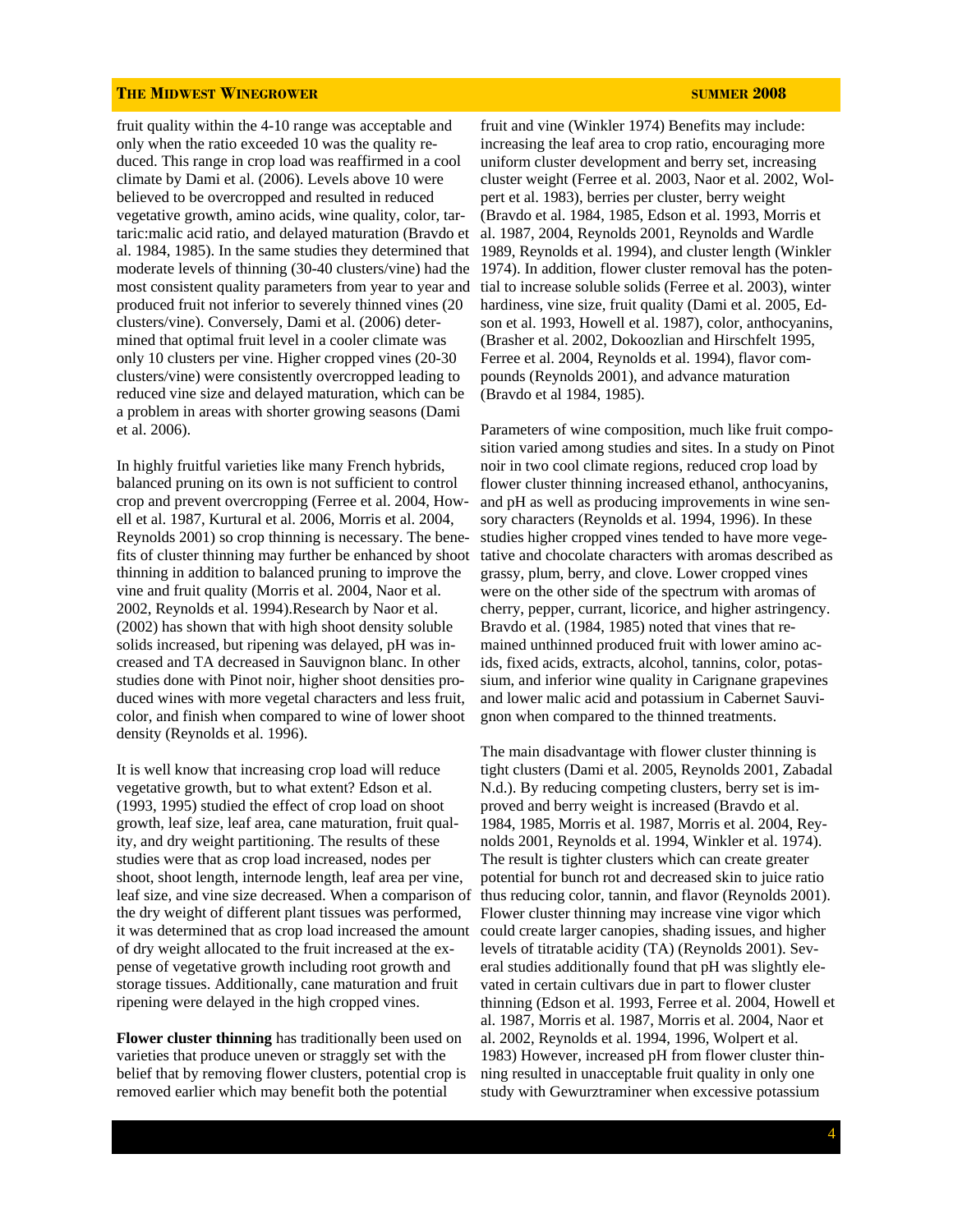fruit quality within the 4-10 range was acceptable and only when the ratio exceeded 10 was the quality reduced. This range in crop load was reaffirmed in a cool climate by Dami et al. (2006). Levels above 10 were believed to be overcropped and resulted in reduced vegetative growth, amino acids, wine quality, color, tartaric:malic acid ratio, and delayed maturation (Bravdo et al. 1984, 1985). In the same studies they determined that moderate levels of thinning (30-40 clusters/vine) had the most consistent quality parameters from year to year and produced fruit not inferior to severely thinned vines (20 clusters/vine). Conversely, Dami et al. (2006) determined that optimal fruit level in a cooler climate was only 10 clusters per vine. Higher cropped vines (20-30 clusters/vine) were consistently overcropped leading to reduced vine size and delayed maturation, which can be a problem in areas with shorter growing seasons (Dami et al. 2006).

In highly fruitful varieties like many French hybrids, balanced pruning on its own is not sufficient to control crop and prevent overcropping (Ferree et al. 2004, Howell et al. 1987, Kurtural et al. 2006, Morris et al. 2004, Reynolds 2001) so crop thinning is necessary. The benefits of cluster thinning may further be enhanced by shoot thinning in addition to balanced pruning to improve the vine and fruit quality (Morris et al. 2004, Naor et al. 2002, Reynolds et al. 1994).Research by Naor et al. (2002) has shown that with high shoot density soluble solids increased, but ripening was delayed, pH was increased and TA decreased in Sauvignon blanc. In other studies done with Pinot noir, higher shoot densities produced wines with more vegetal characters and less fruit, color, and finish when compared to wine of lower shoot density (Reynolds et al. 1996).

It is well know that increasing crop load will reduce vegetative growth, but to what extent? Edson et al. (1993, 1995) studied the effect of crop load on shoot growth, leaf size, leaf area, cane maturation, fruit quality, and dry weight partitioning. The results of these studies were that as crop load increased, nodes per shoot, shoot length, internode length, leaf area per vine, leaf size, and vine size decreased. When a comparison of the dry weight of different plant tissues was performed, it was determined that as crop load increased the amount of dry weight allocated to the fruit increased at the expense of vegetative growth including root growth and storage tissues. Additionally, cane maturation and fruit ripening were delayed in the high cropped vines.

**Flower cluster thinning** has traditionally been used on varieties that produce uneven or straggly set with the belief that by removing flower clusters, potential crop is removed earlier which may benefit both the potential fruit and vine (Winkler 1974) Benefits may include: increasing the leaf area to crop ratio, encouraging more uniform cluster development and berry set, increasing cluster weight (Ferree et al. 2003, Naor et al. 2002, Wolpert et al. 1983), berries per cluster, berry weight (Bravdo et al. 1984, 1985, Edson et al. 1993, Morris et al. 1987, 2004, Reynolds 2001, Reynolds and Wardle 1989, Reynolds et al. 1994), and cluster length (Winkler 1974). In addition, flower cluster removal has the potential to increase soluble solids (Ferree et al. 2003), winter hardiness, vine size, fruit quality (Dami et al. 2005, Edson et al. 1993, Howell et al. 1987), color, anthocyanins, (Brasher et al. 2002, Dokoozlian and Hirschfelt 1995, Ferree et al. 2004, Reynolds et al. 1994), flavor compounds (Reynolds 2001), and advance maturation (Bravdo et al 1984, 1985).

Parameters of wine composition, much like fruit composition varied among studies and sites. In a study on Pinot noir in two cool climate regions, reduced crop load by flower cluster thinning increased ethanol, anthocyanins, and pH as well as producing improvements in wine sensory characters (Reynolds et al. 1994, 1996). In these studies higher cropped vines tended to have more vegetative and chocolate characters with aromas described as grassy, plum, berry, and clove. Lower cropped vines were on the other side of the spectrum with aromas of cherry, pepper, currant, licorice, and higher astringency. Bravdo et al. (1984, 1985) noted that vines that remained unthinned produced fruit with lower amino acids, fixed acids, extracts, alcohol, tannins, color, potassium, and inferior wine quality in Carignane grapevines and lower malic acid and potassium in Cabernet Sauvignon when compared to the thinned treatments.

The main disadvantage with flower cluster thinning is tight clusters (Dami et al. 2005, Reynolds 2001, Zabadal N.d.). By reducing competing clusters, berry set is improved and berry weight is increased (Bravdo et al. 1984, 1985, Morris et al. 1987, Morris et al. 2004, Reynolds 2001, Reynolds et al. 1994, Winkler et al. 1974). The result is tighter clusters which can create greater potential for bunch rot and decreased skin to juice ratio thus reducing color, tannin, and flavor (Reynolds 2001). Flower cluster thinning may increase vine vigor which could create larger canopies, shading issues, and higher levels of titratable acidity (TA) (Reynolds 2001). Several studies additionally found that pH was slightly elevated in certain cultivars due in part to flower cluster thinning (Edson et al. 1993, Ferree et al. 2004, Howell et al. 1987, Morris et al. 1987, Morris et al. 2004, Naor et al. 2002, Reynolds et al. 1994, 1996, Wolpert et al. 1983) However, increased pH from flower cluster thinning resulted in unacceptable fruit quality in only one study with Gewurztraminer when excessive potassium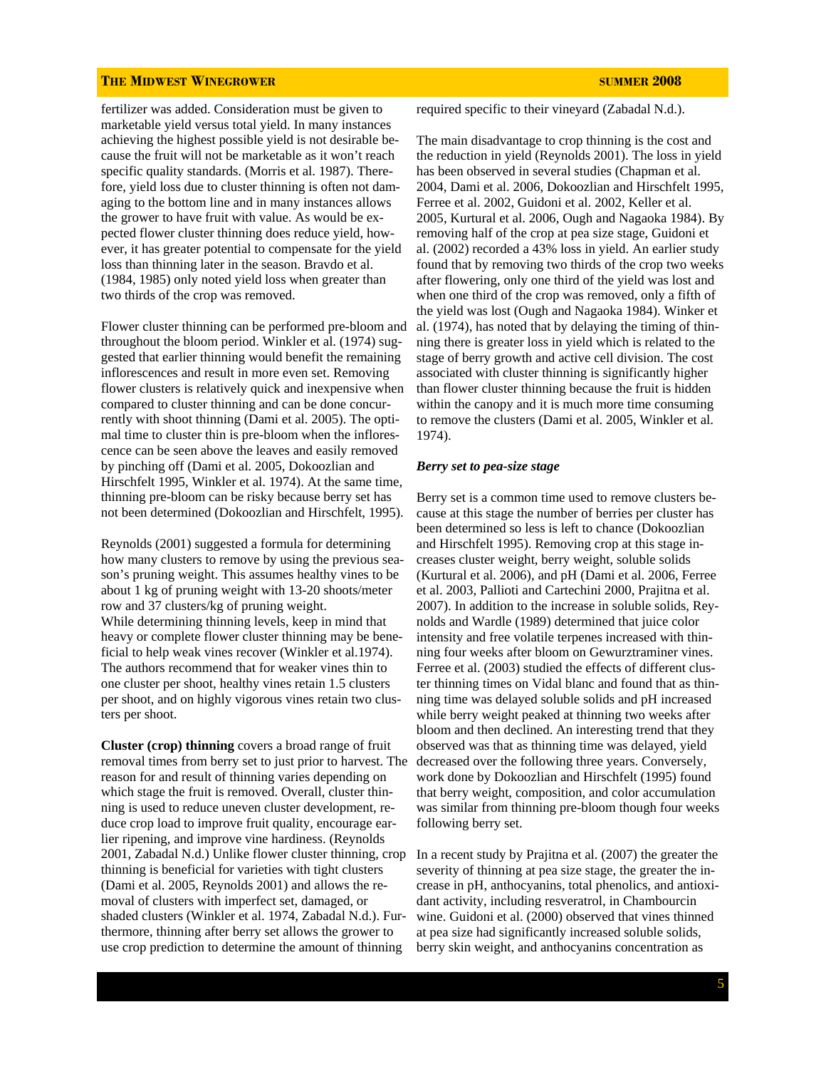fertilizer was added. Consideration must be given to marketable yield versus total yield. In many instances achieving the highest possible yield is not desirable because the fruit will not be marketable as it won't reach specific quality standards. (Morris et al. 1987). Therefore, yield loss due to cluster thinning is often not damaging to the bottom line and in many instances allows the grower to have fruit with value. As would be expected flower cluster thinning does reduce yield, however, it has greater potential to compensate for the yield loss than thinning later in the season. Bravdo et al. (1984, 1985) only noted yield loss when greater than two thirds of the crop was removed.

Flower cluster thinning can be performed pre-bloom and throughout the bloom period. Winkler et al. (1974) suggested that earlier thinning would benefit the remaining inflorescences and result in more even set. Removing flower clusters is relatively quick and inexpensive when compared to cluster thinning and can be done concurrently with shoot thinning (Dami et al. 2005). The optimal time to cluster thin is pre-bloom when the inflorescence can be seen above the leaves and easily removed by pinching off (Dami et al. 2005, Dokoozlian and Hirschfelt 1995, Winkler et al. 1974). At the same time, thinning pre-bloom can be risky because berry set has not been determined (Dokoozlian and Hirschfelt, 1995).

Reynolds (2001) suggested a formula for determining how many clusters to remove by using the previous season's pruning weight. This assumes healthy vines to be about 1 kg of pruning weight with 13-20 shoots/meter row and 37 clusters/kg of pruning weight.
While determining thinning levels, keep in mind that heavy or complete flower cluster thinning may be beneficial to help weak vines recover (Winkler et al.1974). The authors recommend that for weaker vines thin to one cluster per shoot, healthy vines retain 1.5 clusters per shoot, and on highly vigorous vines retain two clusters per shoot.

**Cluster (crop) thinning** covers a broad range of fruit removal times from berry set to just prior to harvest. The reason for and result of thinning varies depending on which stage the fruit is removed. Overall, cluster thinning is used to reduce uneven cluster development, reduce crop load to improve fruit quality, encourage earlier ripening, and improve vine hardiness. (Reynolds 2001, Zabadal N.d.) Unlike flower cluster thinning, crop thinning is beneficial for varieties with tight clusters (Dami et al. 2005, Reynolds 2001) and allows the removal of clusters with imperfect set, damaged, or shaded clusters (Winkler et al. 1974, Zabadal N.d.). Furthermore, thinning after berry set allows the grower to use crop prediction to determine the amount of thinning required specific to their vineyard (Zabadal N.d.).

The main disadvantage to crop thinning is the cost and the reduction in yield (Reynolds 2001). The loss in yield has been observed in several studies (Chapman et al. 2004, Dami et al. 2006, Dokoozlian and Hirschfelt 1995, Ferree et al. 2002, Guidoni et al. 2002, Keller et al. 2005, Kurtural et al. 2006, Ough and Nagaoka 1984). By removing half of the crop at pea size stage, Guidoni et al. (2002) recorded a 43% loss in yield. An earlier study found that by removing two thirds of the crop two weeks after flowering, only one third of the yield was lost and when one third of the crop was removed, only a fifth of the yield was lost (Ough and Nagaoka 1984). Winker et al. (1974), has noted that by delaying the timing of thinning there is greater loss in yield which is related to the stage of berry growth and active cell division. The cost associated with cluster thinning is significantly higher than flower cluster thinning because the fruit is hidden within the canopy and it is much more time consuming to remove the clusters (Dami et al. 2005, Winkler et al. 1974).

***Berry set to pea-size stage***

Berry set is a common time used to remove clusters because at this stage the number of berries per cluster has been determined so less is left to chance (Dokoozlian and Hirschfelt 1995). Removing crop at this stage increases cluster weight, berry weight, soluble solids (Kurtural et al. 2006), and pH (Dami et al. 2006, Ferree et al. 2003, Pallioti and Cartechini 2000, Prajitna et al. 2007). In addition to the increase in soluble solids, Reynolds and Wardle (1989) determined that juice color intensity and free volatile terpenes increased with thinning four weeks after bloom on Gewurztraminer vines. Ferree et al. (2003) studied the effects of different cluster thinning times on Vidal blanc and found that as thinning time was delayed soluble solids and pH increased while berry weight peaked at thinning two weeks after bloom and then declined. An interesting trend that they observed was that as thinning time was delayed, yield decreased over the following three years. Conversely, work done by Dokoozlian and Hirschfelt (1995) found that berry weight, composition, and color accumulation was similar from thinning pre-bloom though four weeks following berry set.

In a recent study by Prajitna et al. (2007) the greater the severity of thinning at pea size stage, the greater the increase in pH, anthocyanins, total phenolics, and antioxidant activity, including resveratrol, in Chambourcin wine. Guidoni et al. (2000) observed that vines thinned at pea size had significantly increased soluble solids, berry skin weight, and anthocyanins concentration as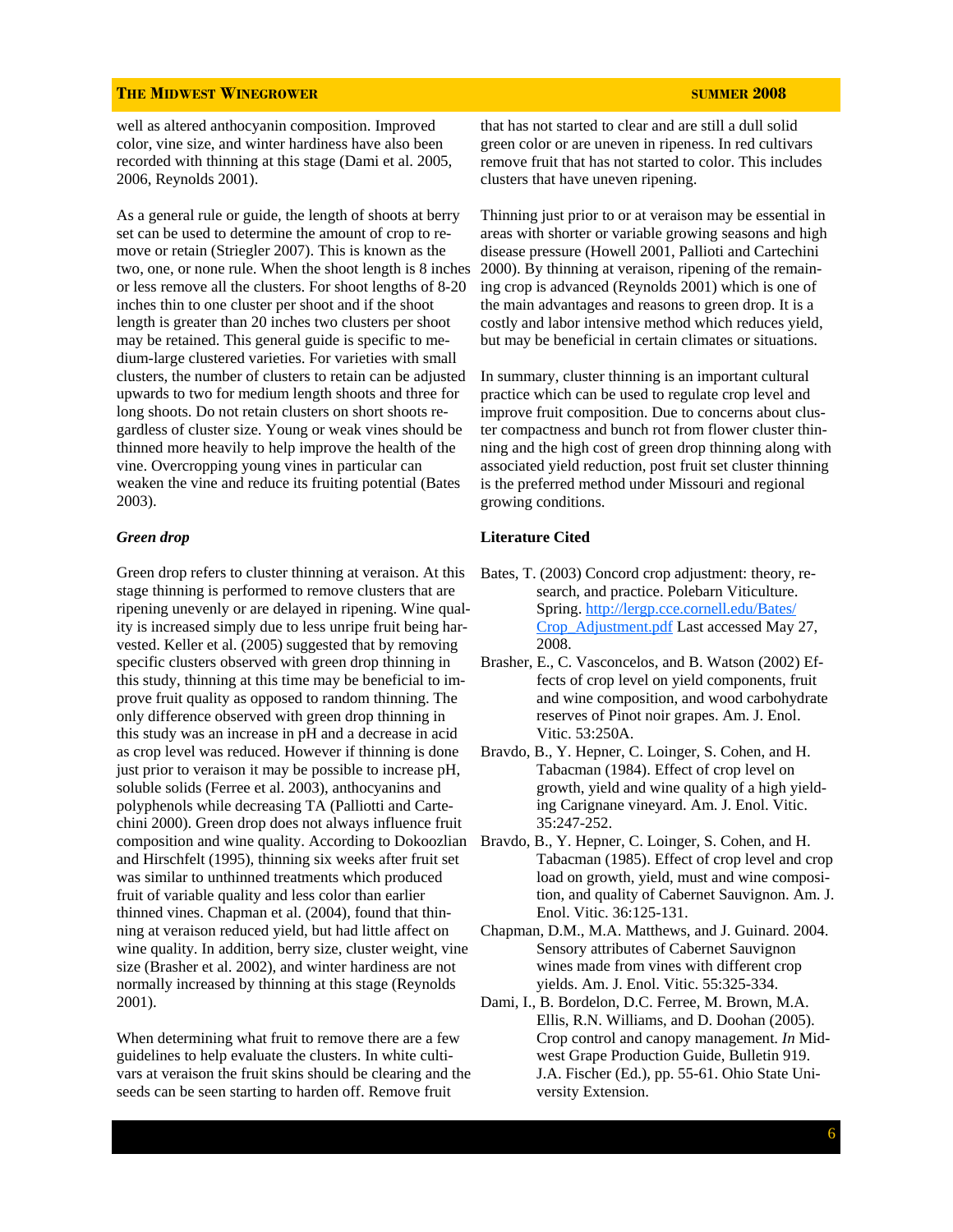well as altered anthocyanin composition. Improved color, vine size, and winter hardiness have also been recorded with thinning at this stage (Dami et al. 2005, 2006, Reynolds 2001).

As a general rule or guide, the length of shoots at berry set can be used to determine the amount of crop to remove or retain (Striegler 2007). This is known as the two, one, or none rule. When the shoot length is 8 inches or less remove all the clusters. For shoot lengths of 8-20 inches thin to one cluster per shoot and if the shoot length is greater than 20 inches two clusters per shoot may be retained. This general guide is specific to medium-large clustered varieties. For varieties with small clusters, the number of clusters to retain can be adjusted upwards to two for medium length shoots and three for long shoots. Do not retain clusters on short shoots regardless of cluster size. Young or weak vines should be thinned more heavily to help improve the health of the vine. Overcropping young vines in particular can weaken the vine and reduce its fruiting potential (Bates 2003).

### *Green drop*

Green drop refers to cluster thinning at veraison. At this stage thinning is performed to remove clusters that are ripening unevenly or are delayed in ripening. Wine quality is increased simply due to less unripe fruit being harvested. Keller et al. (2005) suggested that by removing specific clusters observed with green drop thinning in this study, thinning at this time may be beneficial to improve fruit quality as opposed to random thinning. The only difference observed with green drop thinning in this study was an increase in pH and a decrease in acid as crop level was reduced. However if thinning is done just prior to veraison it may be possible to increase pH, soluble solids (Ferree et al. 2003), anthocyanins and polyphenols while decreasing TA (Palliotti and Cartechini 2000). Green drop does not always influence fruit composition and wine quality. According to Dokoozlian and Hirschfelt (1995), thinning six weeks after fruit set was similar to unthinned treatments which produced fruit of variable quality and less color than earlier thinned vines. Chapman et al. (2004), found that thinning at veraison reduced yield, but had little affect on wine quality. In addition, berry size, cluster weight, vine size (Brasher et al. 2002), and winter hardiness are not normally increased by thinning at this stage (Reynolds 2001).

When determining what fruit to remove there are a few guidelines to help evaluate the clusters. In white cultivars at veraison the fruit skins should be clearing and the seeds can be seen starting to harden off. Remove fruit that has not started to clear and are still a dull solid green color or are uneven in ripeness. In red cultivars remove fruit that has not started to color. This includes clusters that have uneven ripening.

Thinning just prior to or at veraison may be essential in areas with shorter or variable growing seasons and high disease pressure (Howell 2001, Palliotti and Cartechini 2000). By thinning at veraison, ripening of the remaining crop is advanced (Reynolds 2001) which is one of the main advantages and reasons to green drop. It is a costly and labor intensive method which reduces yield, but may be beneficial in certain climates or situations.

In summary, cluster thinning is an important cultural practice which can be used to regulate crop level and improve fruit composition. Due to concerns about cluster compactness and bunch rot from flower cluster thinning and the high cost of green drop thinning along with associated yield reduction, post fruit set cluster thinning is the preferred method under Missouri and regional growing conditions.

### Literature Cited

Bates, T. (2003) Concord crop adjustment: theory, research, and practice. Polebarn Viticulture. Spring. http://lergp.cce.cornell.edu/Bates/Crop_Adjustment.pdf Last accessed May 27, 2008.

Brasher, E., C. Vasconcelos, and B. Watson (2002) Effects of crop level on yield components, fruit and wine composition, and wood carbohydrate reserves of Pinot noir grapes. Am. J. Enol. Vitic. 53:250A.

Bravdo, B., Y. Hepner, C. Loinger, S. Cohen, and H. Tabacman (1984). Effect of crop level on growth, yield and wine quality of a high yielding Carignane vineyard. Am. J. Enol. Vitic. 35:247-252.

Bravdo, B., Y. Hepner, C. Loinger, S. Cohen, and H. Tabacman (1985). Effect of crop level and crop load on growth, yield, must and wine composition, and quality of Cabernet Sauvignon. Am. J. Enol. Vitic. 36:125-131.

Chapman, D.M., M.A. Matthews, and J. Guinard. 2004. Sensory attributes of Cabernet Sauvignon wines made from vines with different crop yields. Am. J. Enol. Vitic. 55:325-334.

Dami, I., B. Bordelon, D.C. Ferree, M. Brown, M.A. Ellis, R.N. Williams, and D. Doohan (2005). Crop control and canopy management. *In* Midwest Grape Production Guide, Bulletin 919. J.A. Fischer (Ed.), pp. 55-61. Ohio State University Extension.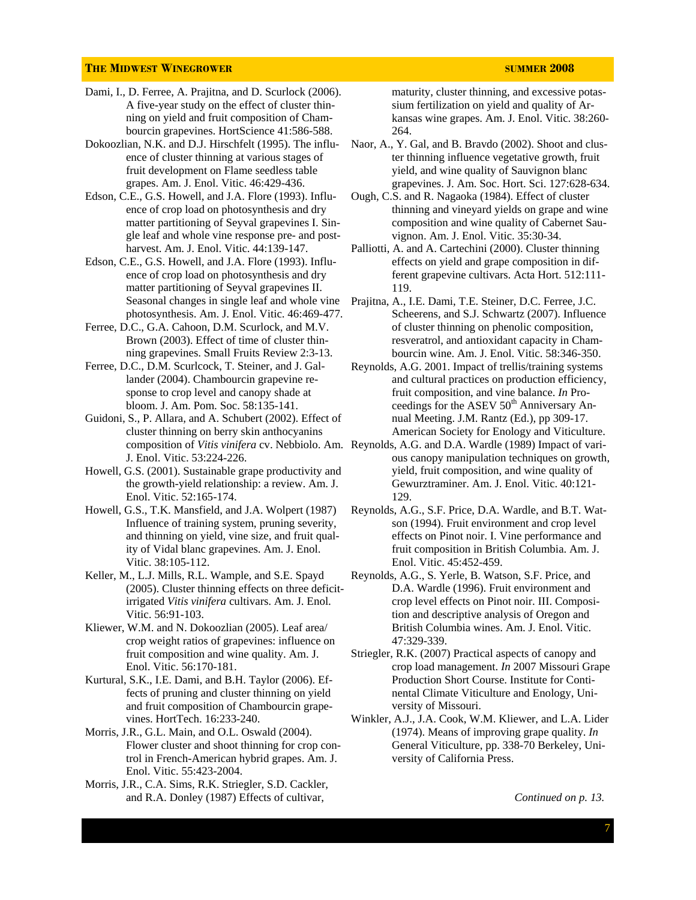Dami, I., D. Ferree, A. Prajitna, and D. Scurlock (2006). A five-year study on the effect of cluster thinning on yield and fruit composition of Chambourcin grapevines. HortScience 41:586-588.

Dokoozlian, N.K. and D.J. Hirschfelt (1995). The influence of cluster thinning at various stages of fruit development on Flame seedless table grapes. Am. J. Enol. Vitic. 46:429-436.

Edson, C.E., G.S. Howell, and J.A. Flore (1993). Influence of crop load on photosynthesis and dry matter partitioning of Seyval grapevines I. Single leaf and whole vine response pre- and postharvest. Am. J. Enol. Vitic. 44:139-147.

Edson, C.E., G.S. Howell, and J.A. Flore (1993). Influence of crop load on photosynthesis and dry matter partitioning of Seyval grapevines II. Seasonal changes in single leaf and whole vine photosynthesis. Am. J. Enol. Vitic. 46:469-477.

Ferree, D.C., G.A. Cahoon, D.M. Scurlock, and M.V. Brown (2003). Effect of time of cluster thinning grapevines. Small Fruits Review 2:3-13.

Ferree, D.C., D.M. Scurlcock, T. Steiner, and J. Gallander (2004). Chambourcin grapevine response to crop level and canopy shade at bloom. J. Am. Pom. Soc. 58:135-141.

Guidoni, S., P. Allara, and A. Schubert (2002). Effect of cluster thinning on berry skin anthocyanins composition of *Vitis vinifera* cv. Nebbiolo. Am. J. Enol. Vitic. 53:224-226.

Howell, G.S. (2001). Sustainable grape productivity and the growth-yield relationship: a review. Am. J. Enol. Vitic. 52:165-174.

Howell, G.S., T.K. Mansfield, and J.A. Wolpert (1987) Influence of training system, pruning severity, and thinning on yield, vine size, and fruit quality of Vidal blanc grapevines. Am. J. Enol. Vitic. 38:105-112.

Keller, M., L.J. Mills, R.L. Wample, and S.E. Spayd (2005). Cluster thinning effects on three deficit-irrigated *Vitis vinifera* cultivars. Am. J. Enol. Vitic. 56:91-103.

Kliewer, W.M. and N. Dokoozlian (2005). Leaf area/crop weight ratios of grapevines: influence on fruit composition and wine quality. Am. J. Enol. Vitic. 56:170-181.

Kurtural, S.K., I.E. Dami, and B.H. Taylor (2006). Effects of pruning and cluster thinning on yield and fruit composition of Chambourcin grapevines. HortTech. 16:233-240.

Morris, J.R., G.L. Main, and O.L. Oswald (2004). Flower cluster and shoot thinning for crop control in French-American hybrid grapes. Am. J. Enol. Vitic. 55:423-2004.

Morris, J.R., C.A. Sims, R.K. Striegler, S.D. Cackler, and R.A. Donley (1987) Effects of cultivar, maturity, cluster thinning, and excessive potassium fertilization on yield and quality of Arkansas wine grapes. Am. J. Enol. Vitic. 38:260-264.

Naor, A., Y. Gal, and B. Bravdo (2002). Shoot and cluster thinning influence vegetative growth, fruit yield, and wine quality of Sauvignon blanc grapevines. J. Am. Soc. Hort. Sci. 127:628-634.

Ough, C.S. and R. Nagaoka (1984). Effect of cluster thinning and vineyard yields on grape and wine composition and wine quality of Cabernet Sauvignon. Am. J. Enol. Vitic. 35:30-34.

Palliotti, A. and A. Cartechini (2000). Cluster thinning effects on yield and grape composition in different grapevine cultivars. Acta Hort. 512:111-119.

Prajitna, A., I.E. Dami, T.E. Steiner, D.C. Ferree, J.C. Scheerens, and S.J. Schwartz (2007). Influence of cluster thinning on phenolic composition, resveratrol, and antioxidant capacity in Chambourcin wine. Am. J. Enol. Vitic. 58:346-350.

Reynolds, A.G. 2001. Impact of trellis/training systems and cultural practices on production efficiency, fruit composition, and vine balance. *In* Proceedings for the ASEV 50th Anniversary Annual Meeting. J.M. Rantz (Ed.), pp 309-17. American Society for Enology and Viticulture.

Reynolds, A.G. and D.A. Wardle (1989) Impact of various canopy manipulation techniques on growth, yield, fruit composition, and wine quality of Gewurztraminer. Am. J. Enol. Vitic. 40:121-129.

Reynolds, A.G., S.F. Price, D.A. Wardle, and B.T. Watson (1994). Fruit environment and crop level effects on Pinot noir. I. Vine performance and fruit composition in British Columbia. Am. J. Enol. Vitic. 45:452-459.

Reynolds, A.G., S. Yerle, B. Watson, S.F. Price, and D.A. Wardle (1996). Fruit environment and crop level effects on Pinot noir. III. Composition and descriptive analysis of Oregon and British Columbia wines. Am. J. Enol. Vitic. 47:329-339.

Striegler, R.K. (2007) Practical aspects of canopy and crop load management. *In* 2007 Missouri Grape Production Short Course. Institute for Continental Climate Viticulture and Enology, University of Missouri.

Winkler, A.J., J.A. Cook, W.M. Kliewer, and L.A. Lider (1974). Means of improving grape quality. *In* General Viticulture, pp. 338-70 Berkeley, University of California Press.

*Continued on p. 13.*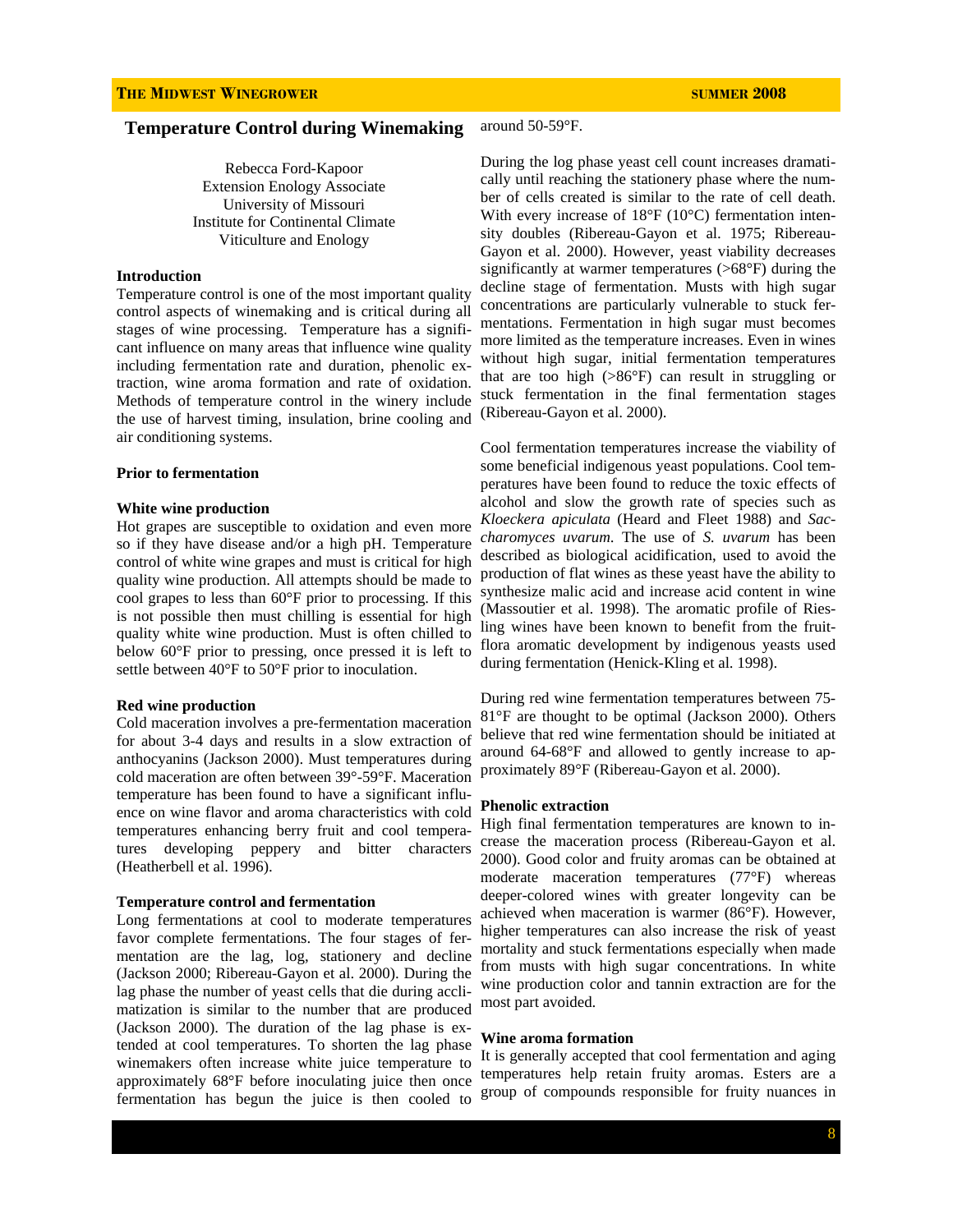## Temperature Control during Winemaking

Rebecca Ford-Kapoor
Extension Enology Associate
University of Missouri
Institute for Continental Climate
Viticulture and Enology

### Introduction

Temperature control is one of the most important quality control aspects of winemaking and is critical during all stages of wine processing. Temperature has a significant influence on many areas that influence wine quality including fermentation rate and duration, phenolic extraction, wine aroma formation and rate of oxidation. Methods of temperature control in the winery include the use of harvest timing, insulation, brine cooling and air conditioning systems.

### Prior to fermentation

#### White wine production

Hot grapes are susceptible to oxidation and even more so if they have disease and/or a high pH. Temperature control of white wine grapes and must is critical for high quality wine production. All attempts should be made to cool grapes to less than 60°F prior to processing. If this is not possible then must chilling is essential for high quality white wine production. Must is often chilled to below 60°F prior to pressing, once pressed it is left to settle between 40°F to 50°F prior to inoculation.

#### Red wine production

Cold maceration involves a pre-fermentation maceration for about 3-4 days and results in a slow extraction of anthocyanins (Jackson 2000). Must temperatures during cold maceration are often between 39°-59°F. Maceration temperature has been found to have a significant influence on wine flavor and aroma characteristics with cold temperatures enhancing berry fruit and cool temperatures developing peppery and bitter characters (Heatherbell et al. 1996).

### Temperature control and fermentation

Long fermentations at cool to moderate temperatures favor complete fermentations. The four stages of fermentation are the lag, log, stationery and decline (Jackson 2000; Ribereau-Gayon et al. 2000). During the lag phase the number of yeast cells that die during acclimatization is similar to the number that are produced (Jackson 2000). The duration of the lag phase is extended at cool temperatures. To shorten the lag phase winemakers often increase white juice temperature to approximately 68°F before inoculating juice then once fermentation has begun the juice is then cooled to around 50-59°F.

During the log phase yeast cell count increases dramatically until reaching the stationery phase where the number of cells created is similar to the rate of cell death. With every increase of 18°F (10°C) fermentation intensity doubles (Ribereau-Gayon et al. 1975; Ribereau-Gayon et al. 2000). However, yeast viability decreases significantly at warmer temperatures (>68°F) during the decline stage of fermentation. Musts with high sugar concentrations are particularly vulnerable to stuck fermentations. Fermentation in high sugar must becomes more limited as the temperature increases. Even in wines without high sugar, initial fermentation temperatures that are too high (>86°F) can result in struggling or stuck fermentation in the final fermentation stages (Ribereau-Gayon et al. 2000).

Cool fermentation temperatures increase the viability of some beneficial indigenous yeast populations. Cool temperatures have been found to reduce the toxic effects of alcohol and slow the growth rate of species such as *Kloeckera apiculata* (Heard and Fleet 1988) and *Saccharomyces uvarum*. The use of *S. uvarum* has been described as biological acidification, used to avoid the production of flat wines as these yeast have the ability to synthesize malic acid and increase acid content in wine (Massoutier et al. 1998). The aromatic profile of Riesling wines have been known to benefit from the fruit-flora aromatic development by indigenous yeasts used during fermentation (Henick-Kling et al. 1998).

During red wine fermentation temperatures between 75-81°F are thought to be optimal (Jackson 2000). Others believe that red wine fermentation should be initiated at around 64-68°F and allowed to gently increase to approximately 89°F (Ribereau-Gayon et al. 2000).

### Phenolic extraction

High final fermentation temperatures are known to increase the maceration process (Ribereau-Gayon et al. 2000). Good color and fruity aromas can be obtained at moderate maceration temperatures (77°F) whereas deeper-colored wines with greater longevity can be achieved when maceration is warmer (86°F). However, higher temperatures can also increase the risk of yeast mortality and stuck fermentations especially when made from musts with high sugar concentrations. In white wine production color and tannin extraction are for the most part avoided.

### Wine aroma formation

It is generally accepted that cool fermentation and aging temperatures help retain fruity aromas. Esters are a group of compounds responsible for fruity nuances in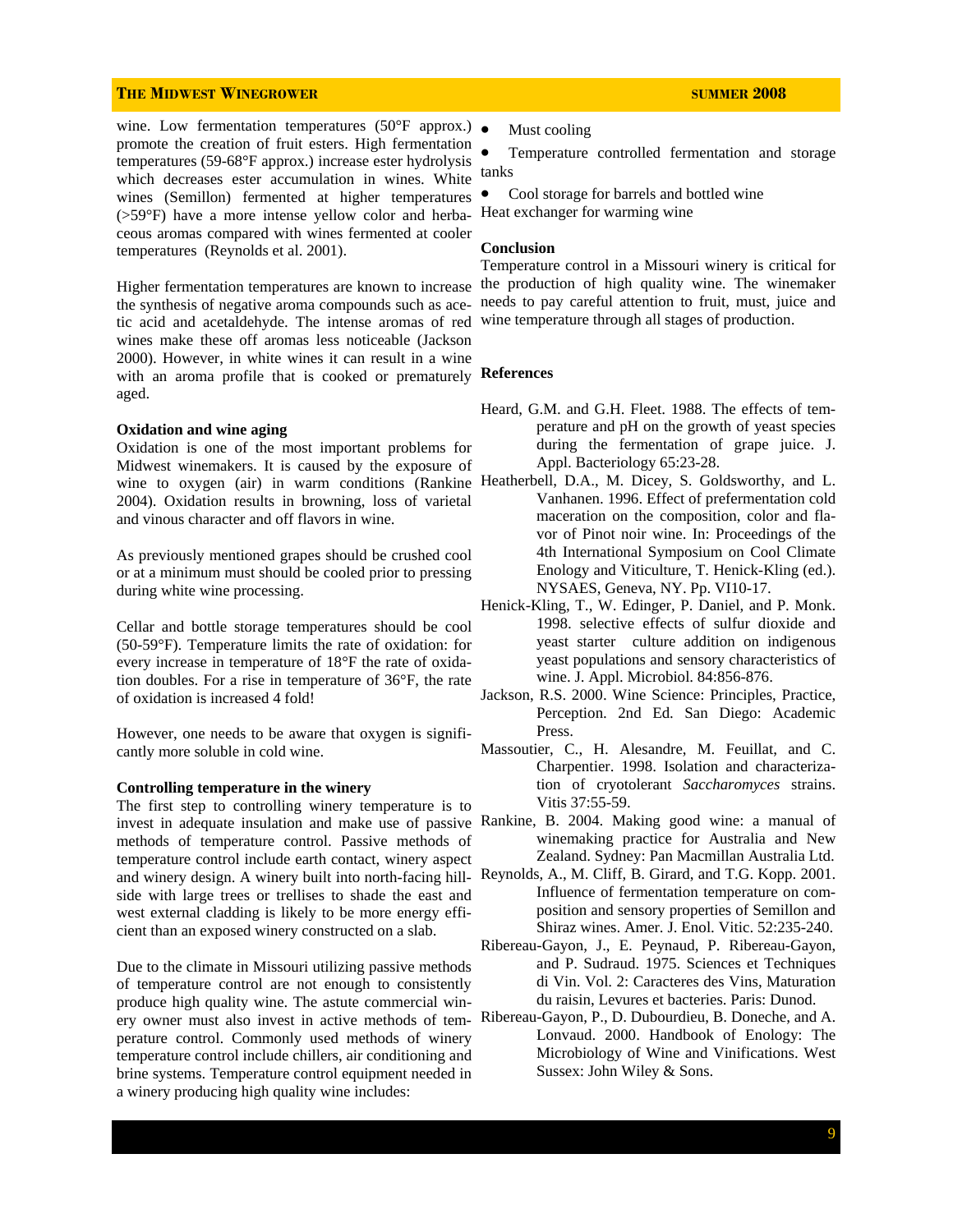wine. Low fermentation temperatures (50°F approx.) promote the creation of fruit esters. High fermentation temperatures (59-68°F approx.) increase ester hydrolysis which decreases ester accumulation in wines. White wines (Semillon) fermented at higher temperatures (>59°F) have a more intense yellow color and herbaceous aromas compared with wines fermented at cooler temperatures (Reynolds et al. 2001).

Higher fermentation temperatures are known to increase the synthesis of negative aroma compounds such as acetic acid and acetaldehyde. The intense aromas of red wines make these off aromas less noticeable (Jackson 2000). However, in white wines it can result in a wine with an aroma profile that is cooked or prematurely aged.

**Oxidation and wine aging**

Oxidation is one of the most important problems for Midwest winemakers. It is caused by the exposure of wine to oxygen (air) in warm conditions (Rankine 2004). Oxidation results in browning, loss of varietal and vinous character and off flavors in wine.

As previously mentioned grapes should be crushed cool or at a minimum must should be cooled prior to pressing during white wine processing.

Cellar and bottle storage temperatures should be cool (50-59°F). Temperature limits the rate of oxidation: for every increase in temperature of 18°F the rate of oxidation doubles. For a rise in temperature of 36°F, the rate of oxidation is increased 4 fold!

However, one needs to be aware that oxygen is significantly more soluble in cold wine.

**Controlling temperature in the winery**

The first step to controlling winery temperature is to invest in adequate insulation and make use of passive methods of temperature control. Passive methods of temperature control include earth contact, winery aspect and winery design. A winery built into north-facing hillside with large trees or trellises to shade the east and west external cladding is likely to be more energy efficient than an exposed winery constructed on a slab.

Due to the climate in Missouri utilizing passive methods of temperature control are not enough to consistently produce high quality wine. The astute commercial winery owner must also invest in active methods of temperature control. Commonly used methods of winery temperature control include chillers, air conditioning and brine systems. Temperature control equipment needed in a winery producing high quality wine includes:

- Must cooling
- Temperature controlled fermentation and storage tanks
- Cool storage for barrels and bottled wine

Heat exchanger for warming wine

**Conclusion**

Temperature control in a Missouri winery is critical for the production of high quality wine. The winemaker needs to pay careful attention to fruit, must, juice and wine temperature through all stages of production.

**References**

Heard, G.M. and G.H. Fleet. 1988. The effects of temperature and pH on the growth of yeast species during the fermentation of grape juice. J. Appl. Bacteriology 65:23-28.

Heatherbell, D.A., M. Dicey, S. Goldsworthy, and L. Vanhanen. 1996. Effect of prefermentation cold maceration on the composition, color and flavor of Pinot noir wine. In: Proceedings of the 4th International Symposium on Cool Climate Enology and Viticulture, T. Henick-Kling (ed.). NYSAES, Geneva, NY. Pp. VI10-17.

Henick-Kling, T., W. Edinger, P. Daniel, and P. Monk. 1998. selective effects of sulfur dioxide and yeast starter culture addition on indigenous yeast populations and sensory characteristics of wine. J. Appl. Microbiol. 84:856-876.

Jackson, R.S. 2000. Wine Science: Principles, Practice, Perception. 2nd Ed. San Diego: Academic Press.

Massoutier, C., H. Alesandre, M. Feuillat, and C. Charpentier. 1998. Isolation and characterization of cryotolerant *Saccharomyces* strains. Vitis 37:55-59.

Rankine, B. 2004. Making good wine: a manual of winemaking practice for Australia and New Zealand. Sydney: Pan Macmillan Australia Ltd.

Reynolds, A., M. Cliff, B. Girard, and T.G. Kopp. 2001. Influence of fermentation temperature on composition and sensory properties of Semillon and Shiraz wines. Amer. J. Enol. Vitic. 52:235-240.

Ribereau-Gayon, J., E. Peynaud, P. Ribereau-Gayon, and P. Sudraud. 1975. Sciences et Techniques di Vin. Vol. 2: Caracteres des Vins, Maturation du raisin, Levures et bacteries. Paris: Dunod.

Ribereau-Gayon, P., D. Dubourdieu, B. Doneche, and A. Lonvaud. 2000. Handbook of Enology: The Microbiology of Wine and Vinifications. West Sussex: John Wiley & Sons.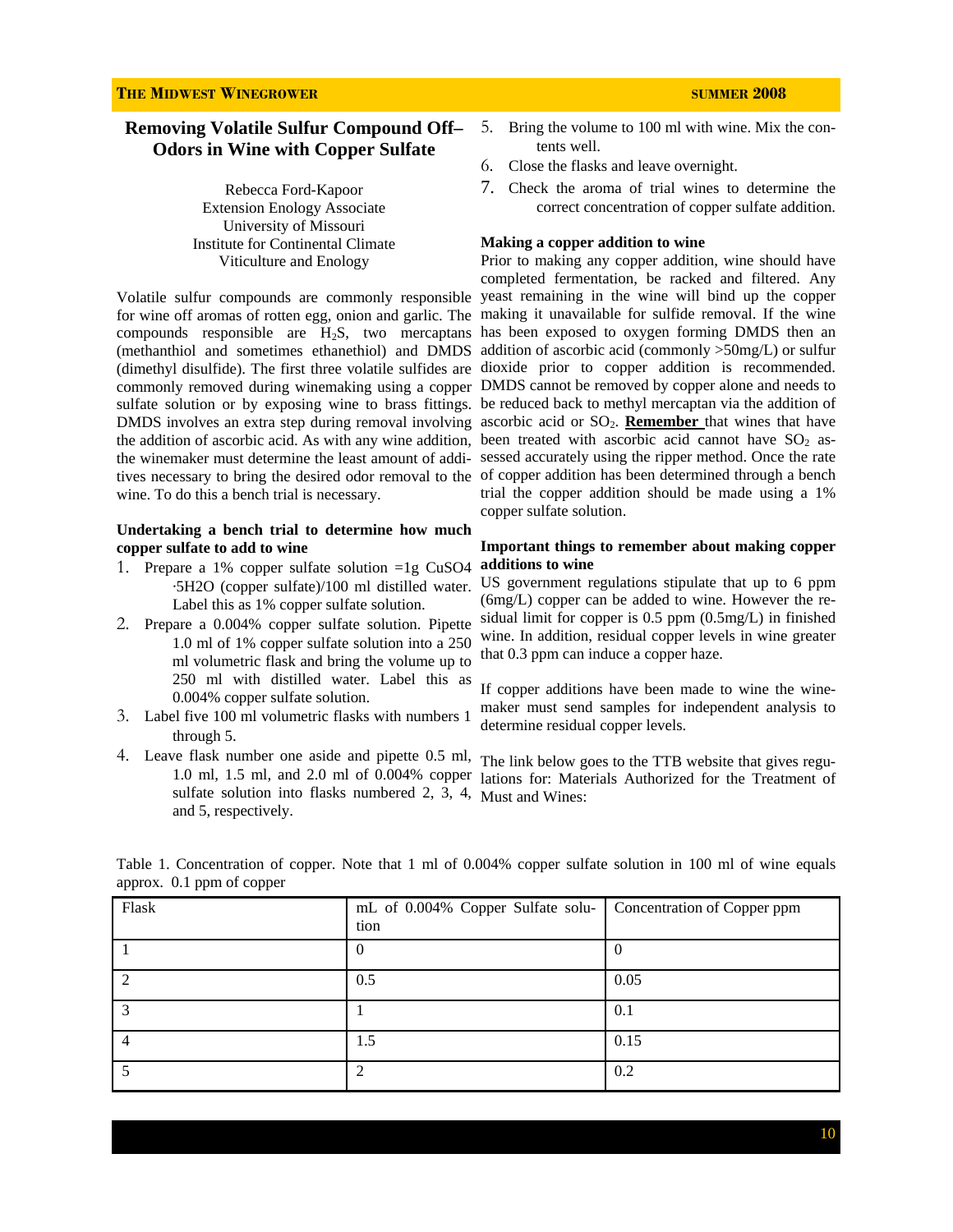## Removing Volatile Sulfur Compound Off–Odors in Wine with Copper Sulfate

Rebecca Ford-Kapoor
Extension Enology Associate
University of Missouri
Institute for Continental Climate
Viticulture and Enology

Volatile sulfur compounds are commonly responsible for wine off aromas of rotten egg, onion and garlic. The compounds responsible are $H_2S$, two mercaptans (methanthiol and sometimes ethanethiol) and DMDS (dimethyl disulfide). The first three volatile sulfides are commonly removed during winemaking using a copper sulfate solution or by exposing wine to brass fittings. DMDS involves an extra step during removal involving the addition of ascorbic acid. As with any wine addition, the winemaker must determine the least amount of additives necessary to bring the desired odor removal to the wine. To do this a bench trial is necessary.

**Undertaking a bench trial to determine how much copper sulfate to add to wine**

1. Prepare a 1% copper sulfate solution =1g $CuSO_4 \cdot 5H_2O$ (copper sulfate)/100 ml distilled water. Label this as 1% copper sulfate solution.
2. Prepare a 0.004% copper sulfate solution. Pipette 1.0 ml of 1% copper sulfate solution into a 250 ml volumetric flask and bring the volume up to 250 ml with distilled water. Label this as 0.004% copper sulfate solution.
3. Label five 100 ml volumetric flasks with numbers 1 through 5.
4. Leave flask number one aside and pipette 0.5 ml, 1.0 ml, 1.5 ml, and 2.0 ml of 0.004% copper sulfate solution into flasks numbered 2, 3, 4, and 5, respectively.
5. Bring the volume to 100 ml with wine. Mix the contents well.
6. Close the flasks and leave overnight.
7. Check the aroma of trial wines to determine the correct concentration of copper sulfate addition.

**Making a copper addition to wine**

Prior to making any copper addition, wine should have completed fermentation, be racked and filtered. Any yeast remaining in the wine will bind up the copper making it unavailable for sulfide removal. If the wine has been exposed to oxygen forming DMDS then an addition of ascorbic acid (commonly >50mg/L) or sulfur dioxide prior to copper addition is recommended. DMDS cannot be removed by copper alone and needs to be reduced back to methyl mercaptan via the addition of ascorbic acid or $SO_2$. **<u>Remember</u>** that wines that have been treated with ascorbic acid cannot have $SO_2$ assessed accurately using the ripper method. Once the rate of copper addition has been determined through a bench trial the copper addition should be made using a 1% copper sulfate solution.

**Important things to remember about making copper additions to wine**

US government regulations stipulate that up to 6 ppm (6mg/L) copper can be added to wine. However the residual limit for copper is 0.5 ppm (0.5mg/L) in finished wine. In addition, residual copper levels in wine greater that 0.3 ppm can induce a copper haze.

If copper additions have been made to wine the winemaker must send samples for independent analysis to determine residual copper levels.

The link below goes to the TTB website that gives regulations for: Materials Authorized for the Treatment of Must and Wines:

Table 1. Concentration of copper. Note that 1 ml of 0.004% copper sulfate solution in 100 ml of wine equals approx. 0.1 ppm of copper

| Flask | mL of 0.004% Copper Sulfate solution | Concentration of Copper ppm |
|---|---|---|
| 1 | 0 | 0 |
| 2 | 0.5 | 0.05 |
| 3 | 1 | 0.1 |
| 4 | 1.5 | 0.15 |
| 5 | 2 | 0.2 |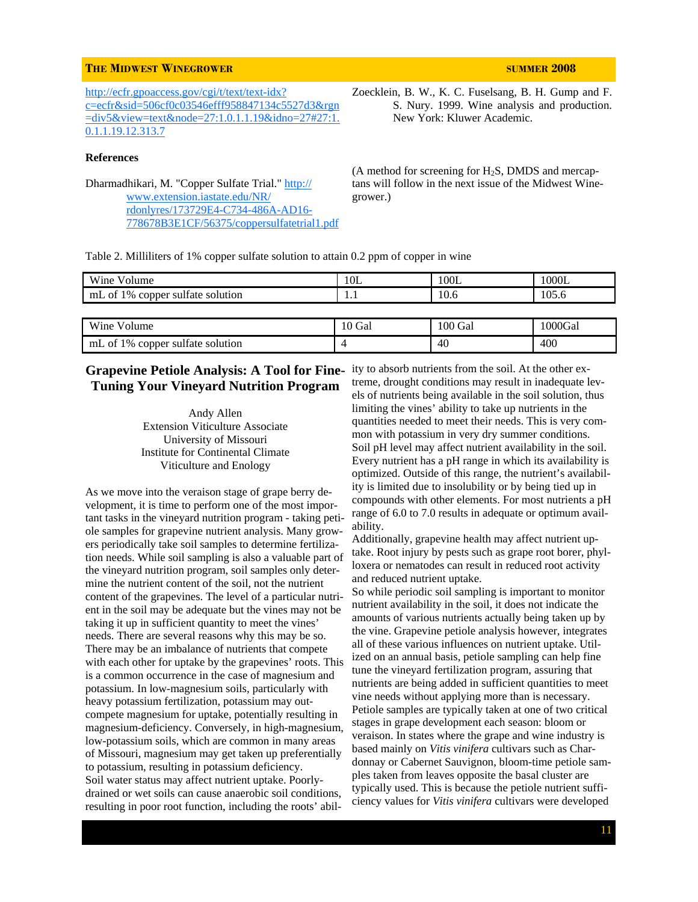http://ecfr.gpoaccess.gov/cgi/t/text/text-idx?c=ecfr&sid=506cf0c03546efff958847134c5527d3&rgn=div5&view=text&node=27:1.0.1.1.19&idno=27#27:1.0.1.1.19.12.313.7

**References**

Dharmadhikari, M. "Copper Sulfate Trial." http://www.extension.iastate.edu/NR/rdonlyres/173729E4-C734-486A-AD16-778678B3E1CF/56375/coppersulfatetrial1.pdf

Zoecklein, B. W., K. C. Fuselsang, B. H. Gump and F. S. Nury. 1999. Wine analysis and production. New York: Kluwer Academic.

(A method for screening for $H_2S$, DMDS and mercaptans will follow in the next issue of the Midwest Winegrower.)

Table 2. Milliliters of 1% copper sulfate solution to attain 0.2 ppm of copper in wine

| Wine Volume | 10L | 100L | 1000L |
|---|---|---|---|
| mL of 1% copper sulfate solution | 1.1 | 10.6 | 105.6 |

| Wine Volume | 10 Gal | 100 Gal | 1000Gal |
|---|---|---|---|
| mL of 1% copper sulfate solution | 4 | 40 | 400 |

## Grapevine Petiole Analysis: A Tool for Fine-Tuning Your Vineyard Nutrition Program

Andy Allen
Extension Viticulture Associate
University of Missouri
Institute for Continental Climate
Viticulture and Enology

As we move into the veraison stage of grape berry development, it is time to perform one of the most important tasks in the vineyard nutrition program - taking petiole samples for grapevine nutrient analysis. Many growers periodically take soil samples to determine fertilization needs. While soil sampling is also a valuable part of the vineyard nutrition program, soil samples only determine the nutrient content of the soil, not the nutrient content of the grapevines. The level of a particular nutrient in the soil may be adequate but the vines may not be taking it up in sufficient quantity to meet the vines' needs. There are several reasons why this may be so. There may be an imbalance of nutrients that compete with each other for uptake by the grapevines' roots. This is a common occurrence in the case of magnesium and potassium. In low-magnesium soils, particularly with heavy potassium fertilization, potassium may out-compete magnesium for uptake, potentially resulting in magnesium-deficiency. Conversely, in high-magnesium, low-potassium soils, which are common in many areas of Missouri, magnesium may get taken up preferentially to potassium, resulting in potassium deficiency.

Soil water status may affect nutrient uptake. Poorly-drained or wet soils can cause anaerobic soil conditions, resulting in poor root function, including the roots' ability to absorb nutrients from the soil. At the other extreme, drought conditions may result in inadequate levels of nutrients being available in the soil solution, thus limiting the vines' ability to take up nutrients in the quantities needed to meet their needs. This is very common with potassium in very dry summer conditions.

Soil pH level may affect nutrient availability in the soil. Every nutrient has a pH range in which its availability is optimized. Outside of this range, the nutrient's availability is limited due to insolubility or by being tied up in compounds with other elements. For most nutrients a pH range of 6.0 to 7.0 results in adequate or optimum availability.

Additionally, grapevine health may affect nutrient uptake. Root injury by pests such as grape root borer, phylloxera or nematodes can result in reduced root activity and reduced nutrient uptake.

So while periodic soil sampling is important to monitor nutrient availability in the soil, it does not indicate the amounts of various nutrients actually being taken up by the vine. Grapevine petiole analysis however, integrates all of these various influences on nutrient uptake. Utilized on an annual basis, petiole sampling can help fine tune the vineyard fertilization program, assuring that nutrients are being added in sufficient quantities to meet vine needs without applying more than is necessary.

Petiole samples are typically taken at one of two critical stages in grape development each season: bloom or veraison. In states where the grape and wine industry is based mainly on *Vitis vinifera* cultivars such as Chardonnay or Cabernet Sauvignon, bloom-time petiole samples taken from leaves opposite the basal cluster are typically used. This is because the petiole nutrient sufficiency values for *Vitis vinifera* cultivars were developed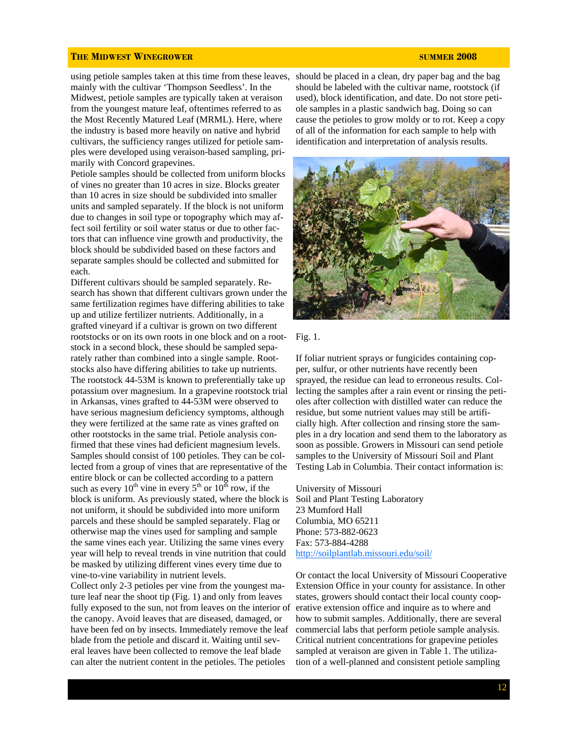using petiole samples taken at this time from these leaves, mainly with the cultivar 'Thompson Seedless'. In the Midwest, petiole samples are typically taken at veraison from the youngest mature leaf, oftentimes referred to as the Most Recently Matured Leaf (MRML). Here, where the industry is based more heavily on native and hybrid cultivars, the sufficiency ranges utilized for petiole samples were developed using veraison-based sampling, primarily with Concord grapevines.

Petiole samples should be collected from uniform blocks of vines no greater than 10 acres in size. Blocks greater than 10 acres in size should be subdivided into smaller units and sampled separately. If the block is not uniform due to changes in soil type or topography which may affect soil fertility or soil water status or due to other factors that can influence vine growth and productivity, the block should be subdivided based on these factors and separate samples should be collected and submitted for each.

Different cultivars should be sampled separately. Research has shown that different cultivars grown under the same fertilization regimes have differing abilities to take up and utilize fertilizer nutrients. Additionally, in a grafted vineyard if a cultivar is grown on two different rootstocks or on its own roots in one block and on a rootstock in a second block, these should be sampled separately rather than combined into a single sample. Rootstocks also have differing abilities to take up nutrients. The rootstock 44-53M is known to preferentially take up potassium over magnesium. In a grapevine rootstock trial in Arkansas, vines grafted to 44-53M were observed to have serious magnesium deficiency symptoms, although they were fertilized at the same rate as vines grafted on other rootstocks in the same trial. Petiole analysis confirmed that these vines had deficient magnesium levels.

Samples should consist of 100 petioles. They can be collected from a group of vines that are representative of the entire block or can be collected according to a pattern such as every 10th vine in every 5th or 10th row, if the block is uniform. As previously stated, where the block is not uniform, it should be subdivided into more uniform parcels and these should be sampled separately. Flag or otherwise map the vines used for sampling and sample the same vines each year. Utilizing the same vines every year will help to reveal trends in vine nutrition that could be masked by utilizing different vines every time due to vine-to-vine variability in nutrient levels.

Collect only 2-3 petioles per vine from the youngest mature leaf near the shoot tip (Fig. 1) and only from leaves fully exposed to the sun, not from leaves on the interior of the canopy. Avoid leaves that are diseased, damaged, or have been fed on by insects. Immediately remove the leaf blade from the petiole and discard it. Waiting until several leaves have been collected to remove the leaf blade can alter the nutrient content in the petioles. The petioles should be placed in a clean, dry paper bag and the bag should be labeled with the cultivar name, rootstock (if used), block identification, and date. Do not store petiole samples in a plastic sandwich bag. Doing so can cause the petioles to grow moldy or to rot. Keep a copy of all of the information for each sample to help with identification and interpretation of analysis results.

Fig. 1.

If foliar nutrient sprays or fungicides containing copper, sulfur, or other nutrients have recently been sprayed, the residue can lead to erroneous results. Collecting the samples after a rain event or rinsing the petioles after collection with distilled water can reduce the residue, but some nutrient values may still be artificially high. After collection and rinsing store the samples in a dry location and send them to the laboratory as soon as possible. Growers in Missouri can send petiole samples to the University of Missouri Soil and Plant Testing Lab in Columbia. Their contact information is:

University of Missouri
Soil and Plant Testing Laboratory
23 Mumford Hall
Columbia, MO 65211
Phone: 573-882-0623
Fax: 573-884-4288
http://soilplantlab.missouri.edu/soil/

Or contact the local University of Missouri Cooperative Extension Office in your county for assistance. In other states, growers should contact their local county cooperative extension office and inquire as to where and how to submit samples. Additionally, there are several commercial labs that perform petiole sample analysis. Critical nutrient concentrations for grapevine petioles sampled at veraison are given in Table 1. The utilization of a well-planned and consistent petiole sampling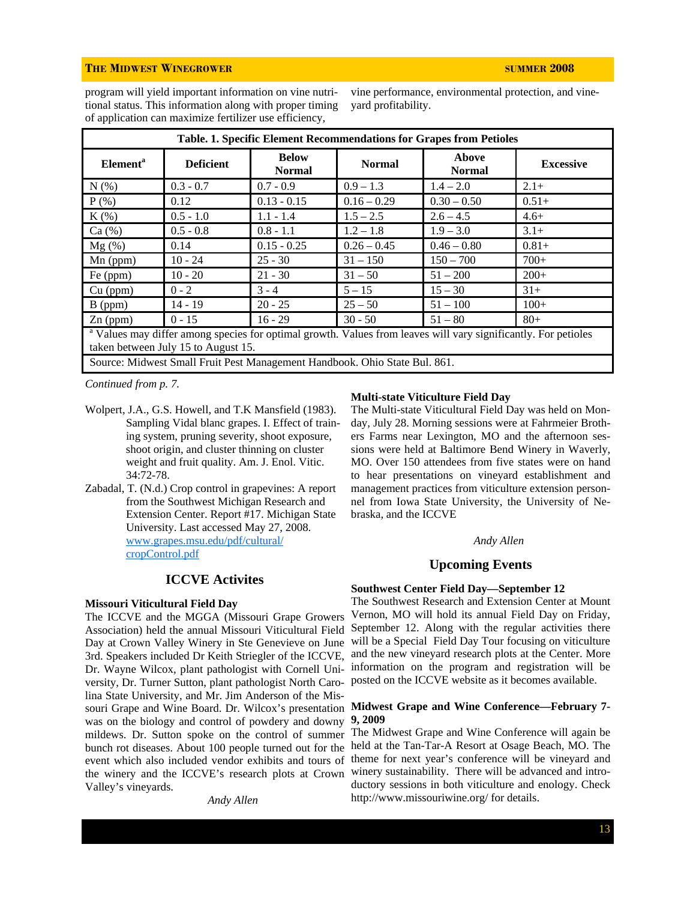program will yield important information on vine nutritional status. This information along with proper timing of application can maximize fertilizer use efficiency, vine performance, environmental protection, and vineyard profitability.

**Table. 1. Specific Element Recommendations for Grapes from Petioles**

| Element[a] | Deficient | Below Normal | Normal | Above Normal | Excessive |
|---|---|---|---|---|---|
| N (%) | 0.3 - 0.7 | 0.7 - 0.9 | 0.9 – 1.3 | 1.4 – 2.0 | 2.1+ |
| P (%) | 0.12 | 0.13 - 0.15 | 0.16 – 0.29 | 0.30 – 0.50 | 0.51+ |
| K (%) | 0.5 - 1.0 | 1.1 - 1.4 | 1.5 – 2.5 | 2.6 – 4.5 | 4.6+ |
| Ca (%) | 0.5 - 0.8 | 0.8 - 1.1 | 1.2 – 1.8 | 1.9 – 3.0 | 3.1+ |
| Mg (%) | 0.14 | 0.15 - 0.25 | 0.26 – 0.45 | 0.46 – 0.80 | 0.81+ |
| Mn (ppm) | 10 - 24 | 25 - 30 | 31 – 150 | 150 – 700 | 700+ |
| Fe (ppm) | 10 - 20 | 21 - 30 | 31 – 50 | 51 – 200 | 200+ |
| Cu (ppm) | 0 - 2 | 3 - 4 | 5 – 15 | 15 – 30 | 31+ |
| B (ppm) | 14 - 19 | 20 - 25 | 25 – 50 | 51 – 100 | 100+ |
| Zn (ppm) | 0 - 15 | 16 - 29 | 30 - 50 | 51 – 80 | 80+ |

[a] Values may differ among species for optimal growth. Values from leaves will vary significantly. For petioles taken between July 15 to August 15.

Source: Midwest Small Fruit Pest Management Handbook. Ohio State Bul. 861.

*Continued from p. 7.*

Wolpert, J.A., G.S. Howell, and T.K Mansfield (1983). Sampling Vidal blanc grapes. I. Effect of training system, pruning severity, shoot exposure, shoot origin, and cluster thinning on cluster weight and fruit quality. Am. J. Enol. Vitic. 34:72-78.

Zabadal, T. (N.d.) Crop control in grapevines: A report from the Southwest Michigan Research and Extension Center. Report #17. Michigan State University. Last accessed May 27, 2008. www.grapes.msu.edu/pdf/cultural/cropControl.pdf

## ICCVE Activites

**Missouri Viticultural Field Day**

The ICCVE and the MGGA (Missouri Grape Growers Association) held the annual Missouri Viticultural Field Day at Crown Valley Winery in Ste Genevieve on June 3rd. Speakers included Dr Keith Striegler of the ICCVE, Dr. Wayne Wilcox, plant pathologist with Cornell University, Dr. Turner Sutton, plant pathologist North Carolina State University, and Mr. Jim Anderson of the Missouri Grape and Wine Board. Dr. Wilcox's presentation was on the biology and control of powdery and downy mildews. Dr. Sutton spoke on the control of summer bunch rot diseases. About 100 people turned out for the event which also included vendor exhibits and tours of the winery and the ICCVE's research plots at Crown Valley's vineyards.

*Andy Allen*

**Multi-state Viticulture Field Day**

The Multi-state Viticultural Field Day was held on Monday, July 28. Morning sessions were at Fahrmeier Brothers Farms near Lexington, MO and the afternoon sessions were held at Baltimore Bend Winery in Waverly, MO. Over 150 attendees from five states were on hand to hear presentations on vineyard establishment and management practices from viticulture extension personnel from Iowa State University, the University of Nebraska, and the ICCVE

*Andy Allen*

## Upcoming Events

**Southwest Center Field Day—September 12**

The Southwest Research and Extension Center at Mount Vernon, MO will hold its annual Field Day on Friday, September 12. Along with the regular activities there will be a Special Field Day Tour focusing on viticulture and the new vineyard research plots at the Center. More information on the program and registration will be posted on the ICCVE website as it becomes available.

**Midwest Grape and Wine Conference—February 7-9, 2009**

The Midwest Grape and Wine Conference will again be held at the Tan-Tar-A Resort at Osage Beach, MO. The theme for next year's conference will be vineyard and winery sustainability. There will be advanced and introductory sessions in both viticulture and enology. Check http://www.missouriwine.org/ for details.